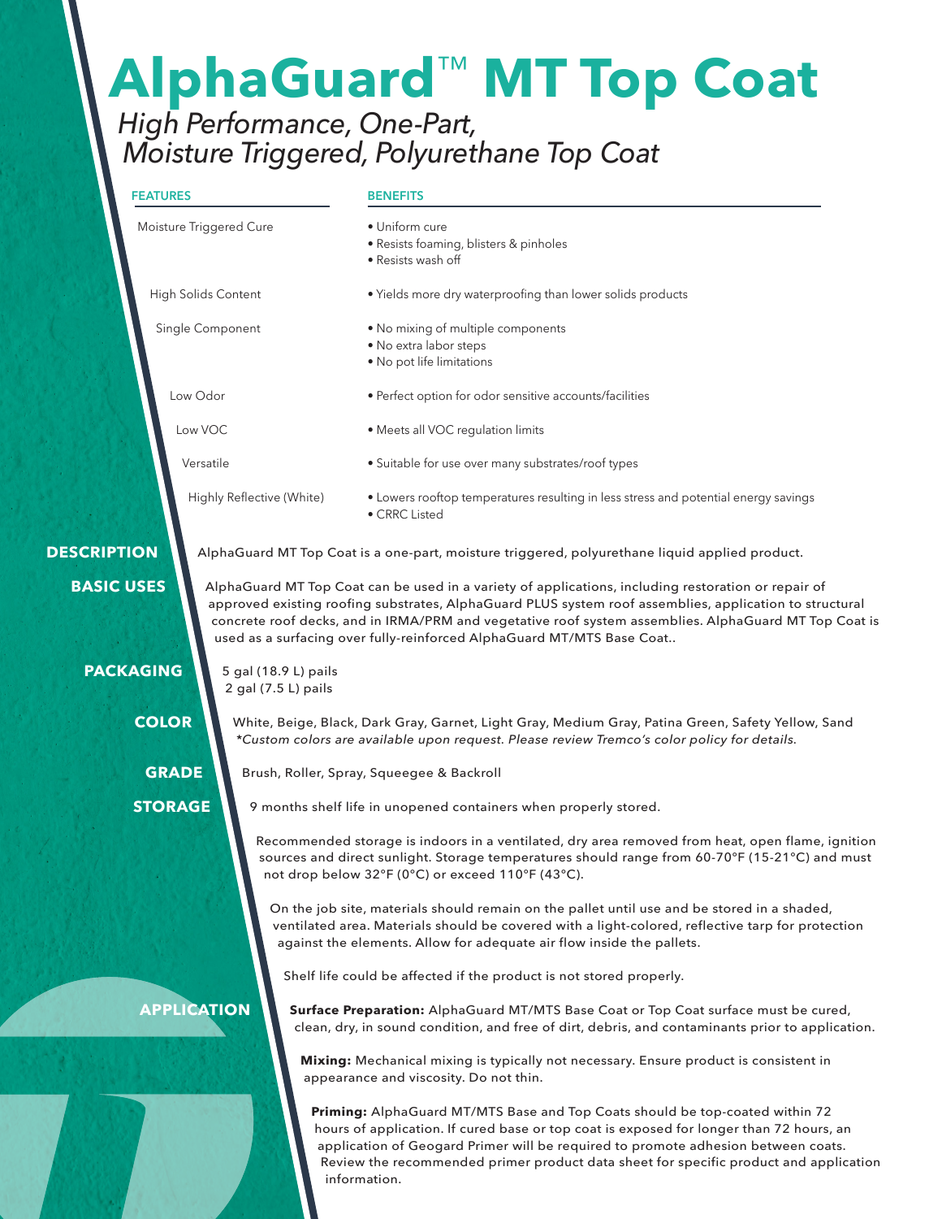# AlphaGuard™ MT Top Coat

*High Performance, One-Part, Moisture Triggered, Polyurethane Top Coat*

| FEATURES | BENEFITS |
| --- | --- |
| Moisture Triggered Cure | • Uniform cure<br>• Resists foaming, blisters & pinholes<br>• Resists wash off |
| High Solids Content | • Yields more dry waterproofing than lower solids products |
| Single Component | • No mixing of multiple components<br>• No extra labor steps<br>• No pot life limitations |
| Low Odor | • Perfect option for odor sensitive accounts/facilities |
| Low VOC | • Meets all VOC regulation limits |
| Versatile | • Suitable for use over many substrates/roof types |
| Highly Reflective (White) | • Lowers rooftop temperatures resulting in less stress and potential energy savings<br>• CRRC Listed |

## DESCRIPTION

AlphaGuard MT Top Coat is a one-part, moisture triggered, polyurethane liquid applied product.

## BASIC USES

AlphaGuard MT Top Coat can be used in a variety of applications, including restoration or repair of approved existing roofing substrates, AlphaGuard PLUS system roof assemblies, application to structural concrete roof decks, and in IRMA/PRM and vegetative roof system assemblies. AlphaGuard MT Top Coat is used as a surfacing over fully-reinforced AlphaGuard MT/MTS Base Coat..

## PACKAGING

5 gal (18.9 L) pails
2 gal (7.5 L) pails

## COLOR

White, Beige, Black, Dark Gray, Garnet, Light Gray, Medium Gray, Patina Green, Safety Yellow, Sand
*\*Custom colors are available upon request. Please review Tremco's color policy for details.*

## GRADE

Brush, Roller, Spray, Squeegee & Backroll

## STORAGE

9 months shelf life in unopened containers when properly stored.

Recommended storage is indoors in a ventilated, dry area removed from heat, open flame, ignition sources and direct sunlight. Storage temperatures should range from 60-70°F (15-21°C) and must not drop below 32°F (0°C) or exceed 110°F (43°C).

On the job site, materials should remain on the pallet until use and be stored in a shaded, ventilated area. Materials should be covered with a light-colored, reflective tarp for protection against the elements. Allow for adequate air flow inside the pallets.

Shelf life could be affected if the product is not stored properly.

## APPLICATION

**Surface Preparation:** AlphaGuard MT/MTS Base Coat or Top Coat surface must be cured, clean, dry, in sound condition, and free of dirt, debris, and contaminants prior to application.

**Mixing:** Mechanical mixing is typically not necessary. Ensure product is consistent in appearance and viscosity. Do not thin.

**Priming:** AlphaGuard MT/MTS Base and Top Coats should be top-coated within 72 hours of application. If cured base or top coat is exposed for longer than 72 hours, an application of Geogard Primer will be required to promote adhesion between coats. Review the recommended primer product data sheet for specific product and application information.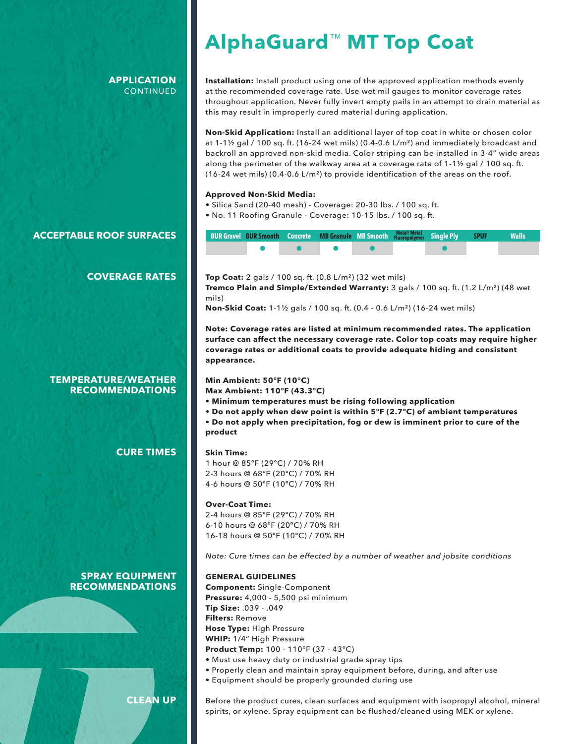# AlphaGuard™ MT Top Coat

## APPLICATION CONTINUED

**Installation:** Install product using one of the approved application methods evenly at the recommended coverage rate. Use wet mil gauges to monitor coverage rates throughout application. Never fully invert empty pails in an attempt to drain material as this may result in improperly cured material during application.

**Non-Skid Application:** Install an additional layer of top coat in white or chosen color at 1-1½ gal / 100 sq. ft. (16-24 wet mils) (0.4-0.6 L/m²) and immediately broadcast and backroll an approved non-skid media. Color striping can be installed in 3-4" wide areas along the perimeter of the walkway area at a coverage rate of 1-1½ gal / 100 sq. ft. (16-24 wet mils) (0.4-0.6 L/m²) to provide identification of the areas on the roof.

**Approved Non-Skid Media:**

- Silica Sand (20-40 mesh) - Coverage: 20-30 lbs. / 100 sq. ft.
- No. 11 Roofing Granule - Coverage: 10-15 lbs. / 100 sq. ft.

## ACCEPTABLE ROOF SURFACES

| BUR Gravel | BUR Smooth | Concrete | MB Granule | MB Smooth | Metal/ Metal Fluoropolymer | Single Ply | SPUF | Walls |
|---|---|---|---|---|---|---|---|---|
| | ● | ● | ● | ● | | ● | | |

## COVERAGE RATES

**Top Coat:** 2 gals / 100 sq. ft. (0.8 L/m²) (32 wet mils)
**Tremco Plain and Simple/Extended Warranty:** 3 gals / 100 sq. ft. (1.2 L/m²) (48 wet mils)
**Non-Skid Coat:** 1-1½ gals / 100 sq. ft. (0.4 - 0.6 L/m²) (16-24 wet mils)

**Note: Coverage rates are listed at minimum recommended rates. The application surface can affect the necessary coverage rate. Color top coats may require higher coverage rates or additional coats to provide adequate hiding and consistent appearance.**

## TEMPERATURE/WEATHER RECOMMENDATIONS

**Min Ambient: 50°F (10°C)**
**Max Ambient: 110°F (43.3°C)**

- **Minimum temperatures must be rising following application**
- **Do not apply when dew point is within 5°F (2.7°C) of ambient temperatures**
- **Do not apply when precipitation, fog or dew is imminent prior to cure of the product**

## CURE TIMES

**Skin Time:**
1 hour @ 85°F (29°C) / 70% RH
2-3 hours @ 68°F (20°C) / 70% RH
4-6 hours @ 50°F (10°C) / 70% RH

**Over-Coat Time:**
2-4 hours @ 85°F (29°C) / 70% RH
6-10 hours @ 68°F (20°C) / 70% RH
16-18 hours @ 50°F (10°C) / 70% RH

*Note: Cure times can be effected by a number of weather and jobsite conditions*

## SPRAY EQUIPMENT RECOMMENDATIONS

**GENERAL GUIDELINES**
**Component:** Single-Component
**Pressure:** 4,000 - 5,500 psi minimum
**Tip Size:** .039 - .049
**Filters:** Remove
**Hose Type:** High Pressure
**WHIP:** 1/4" High Pressure
**Product Temp:** 100 - 110°F (37 - 43°C)

- Must use heavy duty or industrial grade spray tips
- Properly clean and maintain spray equipment before, during, and after use
- Equipment should be properly grounded during use

## CLEAN UP

Before the product cures, clean surfaces and equipment with isopropyl alcohol, mineral spirits, or xylene. Spray equipment can be flushed/cleaned using MEK or xylene.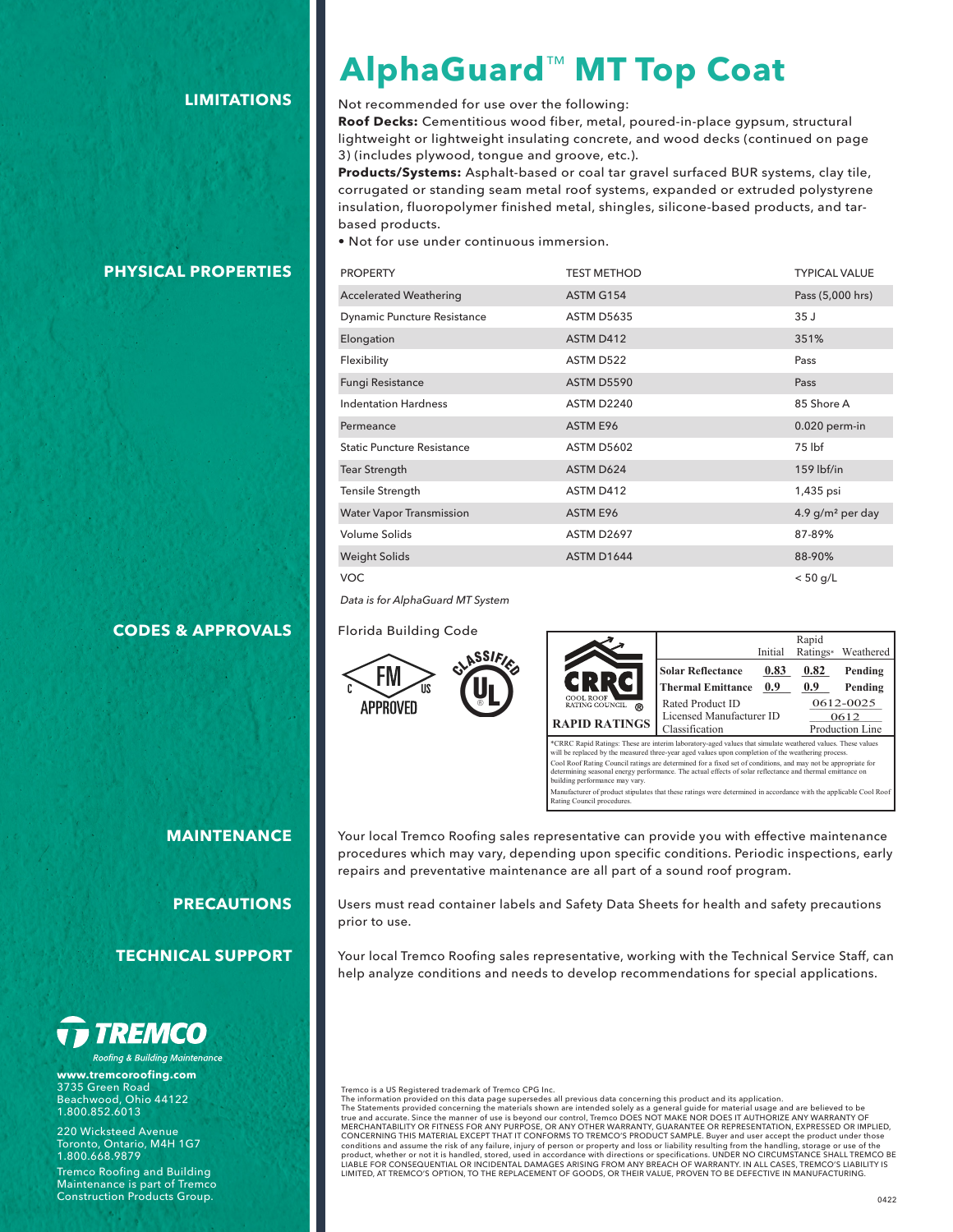# AlphaGuard™ MT Top Coat

## LIMITATIONS

Not recommended for use over the following:

**Roof Decks:** Cementitious wood fiber, metal, poured-in-place gypsum, structural lightweight or lightweight insulating concrete, and wood decks (continued on page 3) (includes plywood, tongue and groove, etc.).

**Products/Systems:** Asphalt-based or coal tar gravel surfaced BUR systems, clay tile, corrugated or standing seam metal roof systems, expanded or extruded polystyrene insulation, fluoropolymer finished metal, shingles, silicone-based products, and tar-based products.

- Not for use under continuous immersion.

## PHYSICAL PROPERTIES

| PROPERTY | TEST METHOD | TYPICAL VALUE |
|---|---|---|
| Accelerated Weathering | ASTM G154 | Pass (5,000 hrs) |
| Dynamic Puncture Resistance | ASTM D5635 | 35 J |
| Elongation | ASTM D412 | 351% |
| Flexibility | ASTM D522 | Pass |
| Fungi Resistance | ASTM D5590 | Pass |
| Indentation Hardness | ASTM D2240 | 85 Shore A |
| Permeance | ASTM E96 | 0.020 perm-in |
| Static Puncture Resistance | ASTM D5602 | 75 lbf |
| Tear Strength | ASTM D624 | 159 lbf/in |
| Tensile Strength | ASTM D412 | 1,435 psi |
| Water Vapor Transmission | ASTM E96 | 4.9 g/m² per day |
| Volume Solids | ASTM D2697 | 87-89% |
| Weight Solids | ASTM D1644 | 88-90% |
| VOC | | < 50 g/L |

*Data is for AlphaGuard MT System*

## CODES & APPROVALS

Florida Building Code

FM APPROVED

CLASSIFIED UL

CRRC COOL ROOF RATING COUNCIL

RAPID RATINGS

| | Initial | Rapid Ratings* | Weathered |
|---|---|---|---|
| Solar Reflectance | 0.83 | 0.82 | Pending |
| Thermal Emittance | 0.9 | 0.9 | Pending |
| Rated Product ID | | 0612-0025 | |
| Licensed Manufacturer ID | | 0612 | |
| Classification | | Production Line | |

*CRRC Rapid Ratings: These are interim laboratory-aged values that simulate weathered values. These values will be replaced by the measured three-year aged values upon completion of the weathering process.

Cool Roof Rating Council ratings are determined for a fixed set of conditions, and may not be appropriate for determining seasonal energy performance. The actual effects of solar reflectance and thermal emittance on building performance may vary.

Manufacturer of product stipulates that these ratings were determined in accordance with the applicable Cool Roof Rating Council procedures.

## MAINTENANCE

Your local Tremco Roofing sales representative can provide you with effective maintenance procedures which may vary, depending upon specific conditions. Periodic inspections, early repairs and preventative maintenance are all part of a sound roof program.

## PRECAUTIONS

Users must read container labels and Safety Data Sheets for health and safety precautions prior to use.

## TECHNICAL SUPPORT

Your local Tremco Roofing sales representative, working with the Technical Service Staff, can help analyze conditions and needs to develop recommendations for special applications.

TREMCO
Roofing & Building Maintenance

**www.tremcoroofing.com**
3735 Green Road
Beachwood, Ohio 44122
1.800.852.6013

220 Wicksteed Avenue
Toronto, Ontario, M4H 1G7
1.800.668.9879

Tremco Roofing and Building Maintenance is part of Tremco Construction Products Group.

Tremco is a US Registered trademark of Tremco CPG Inc.
The information provided on this data page supersedes all previous data concerning this product and its application.
The Statements provided concerning the materials shown are intended solely as a general guide for material usage and are believed to be true and accurate. Since the manner of use is beyond our control, Tremco DOES NOT MAKE NOR DOES IT AUTHORIZE ANY WARRANTY OF MERCHANTABILITY OR FITNESS FOR ANY PURPOSE, OR ANY OTHER WARRANTY, GUARANTEE OR REPRESENTATION, EXPRESSED OR IMPLIED, CONCERNING THIS MATERIAL EXCEPT THAT IT CONFORMS TO TREMCO'S PRODUCT SAMPLE. Buyer and user accept the product under those conditions and assume the risk of any failure, injury of person or property and loss or liability resulting from the handling, storage or use of the product, whether or not it is handled, stored, used in accordance with directions or specifications. UNDER NO CIRCUMSTANCE SHALL TREMCO BE LIABLE FOR CONSEQUENTIAL OR INCIDENTAL DAMAGES ARISING FROM ANY BREACH OF WARRANTY. IN ALL CASES, TREMCO'S LIABILITY IS LIMITED, AT TREMCO'S OPTION, TO THE REPLACEMENT OF GOODS, OR THEIR VALUE, PROVEN TO BE DEFECTIVE IN MANUFACTURING.

0422